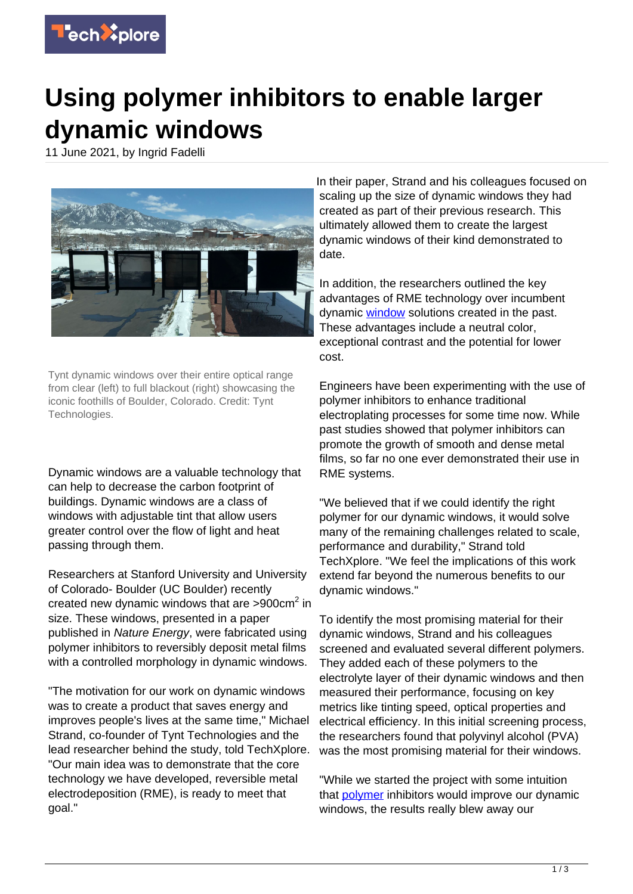# Using polymer inhibitors to enable larger dynamic windows

11 June 2021, by Ingrid Fadelli

Tynt dynamic windows over their entire optical range from clear (left) to full blackout (right) showcasing the iconic foothills of Boulder, Colorado. Credit: Tynt Technologies.

Dynamic windows are a valuable technology that can help to decrease the carbon footprint of buildings. Dynamic windows are a class of windows with adjustable tint that allow users greater control over the flow of light and heat passing through them.

Researchers at Stanford University and University of Colorado- Boulder (UC Boulder) recently created new dynamic windows that are >900cm$^2$ in size. These windows, presented in a paper published in *Nature Energy*, were fabricated using polymer inhibitors to reversibly deposit metal films with a controlled morphology in dynamic windows.

"The motivation for our work on dynamic windows was to create a product that saves energy and improves people's lives at the same time," Michael Strand, co-founder of Tynt Technologies and the lead researcher behind the study, told TechXplore. "Our main idea was to demonstrate that the core technology we have developed, reversible metal electrodeposition (RME), is ready to meet that goal."

In their paper, Strand and his colleagues focused on scaling up the size of dynamic windows they had created as part of their previous research. This ultimately allowed them to create the largest dynamic windows of their kind demonstrated to date.

In addition, the researchers outlined the key advantages of RME technology over incumbent dynamic window solutions created in the past. These advantages include a neutral color, exceptional contrast and the potential for lower cost.

Engineers have been experimenting with the use of polymer inhibitors to enhance traditional electroplating processes for some time now. While past studies showed that polymer inhibitors can promote the growth of smooth and dense metal films, so far no one ever demonstrated their use in RME systems.

"We believed that if we could identify the right polymer for our dynamic windows, it would solve many of the remaining challenges related to scale, performance and durability," Strand told TechXplore. "We feel the implications of this work extend far beyond the numerous benefits to our dynamic windows."

To identify the most promising material for their dynamic windows, Strand and his colleagues screened and evaluated several different polymers. They added each of these polymers to the electrolyte layer of their dynamic windows and then measured their performance, focusing on key metrics like tinting speed, optical properties and electrical efficiency. In this initial screening process, the researchers found that polyvinyl alcohol (PVA) was the most promising material for their windows.

"While we started the project with some intuition that polymer inhibitors would improve our dynamic windows, the results really blew away our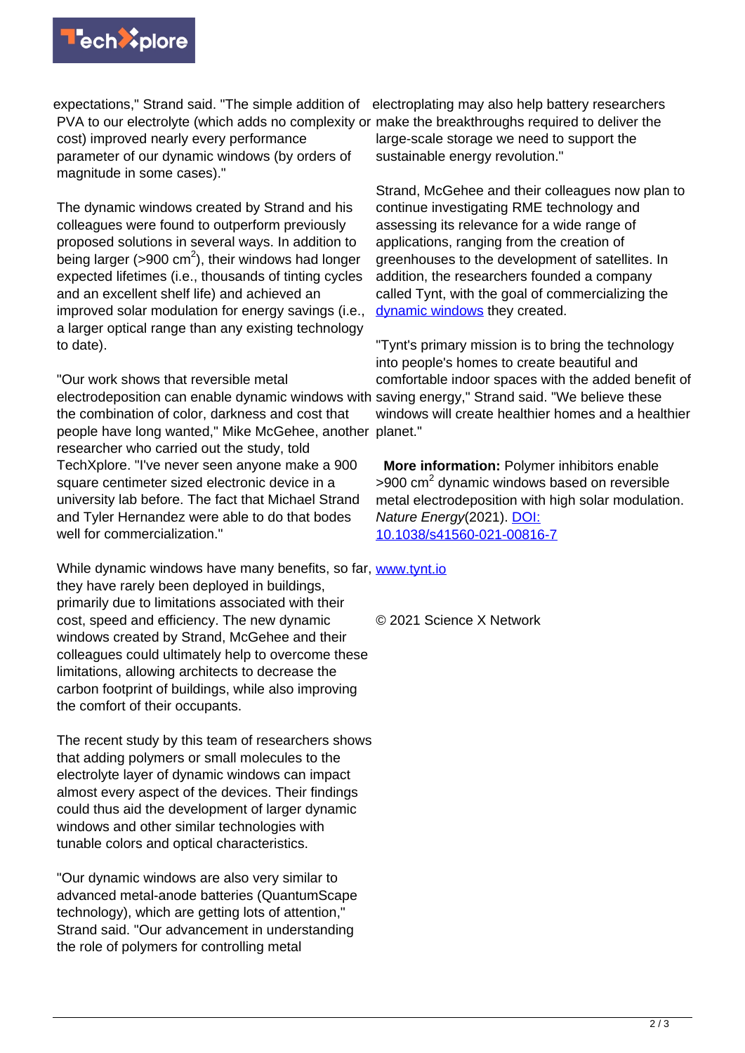expectations," Strand said. "The simple addition of PVA to our electrolyte (which adds no complexity or cost) improved nearly every performance parameter of our dynamic windows (by orders of magnitude in some cases)."

The dynamic windows created by Strand and his colleagues were found to outperform previously proposed solutions in several ways. In addition to being larger (>900 $cm^2$), their windows had longer expected lifetimes (i.e., thousands of tinting cycles and an excellent shelf life) and achieved an improved solar modulation for energy savings (i.e., a larger optical range than any existing technology to date).

"Our work shows that reversible metal electrodeposition can enable dynamic windows with the combination of color, darkness and cost that people have long wanted," Mike McGehee, another researcher who carried out the study, told TechXplore. "I've never seen anyone make a 900 square centimeter sized electronic device in a university lab before. The fact that Michael Strand and Tyler Hernandez were able to do that bodes well for commercialization."

While dynamic windows have many benefits, so far, they have rarely been deployed in buildings, primarily due to limitations associated with their cost, speed and efficiency. The new dynamic windows created by Strand, McGehee and their colleagues could ultimately help to overcome these limitations, allowing architects to decrease the carbon footprint of buildings, while also improving the comfort of their occupants.

The recent study by this team of researchers shows that adding polymers or small molecules to the electrolyte layer of dynamic windows can impact almost every aspect of the devices. Their findings could thus aid the development of larger dynamic windows and other similar technologies with tunable colors and optical characteristics.

"Our dynamic windows are also very similar to advanced metal-anode batteries (QuantumScape technology), which are getting lots of attention," Strand said. "Our advancement in understanding the role of polymers for controlling metal electroplating may also help battery researchers make the breakthroughs required to deliver the large-scale storage we need to support the sustainable energy revolution."

Strand, McGehee and their colleagues now plan to continue investigating RME technology and assessing its relevance for a wide range of applications, ranging from the creation of greenhouses to the development of satellites. In addition, the researchers founded a company called Tynt, with the goal of commercializing the dynamic windows they created.

"Tynt's primary mission is to bring the technology into people's homes to create beautiful and comfortable indoor spaces with the added benefit of saving energy," Strand said. "We believe these windows will create healthier homes and a healthier planet."

**More information:** Polymer inhibitors enable >900 $cm^2$ dynamic windows based on reversible metal electrodeposition with high solar modulation. *Nature Energy*(2021). DOI: 10.1038/s41560-021-00816-7

www.tynt.io

© 2021 Science X Network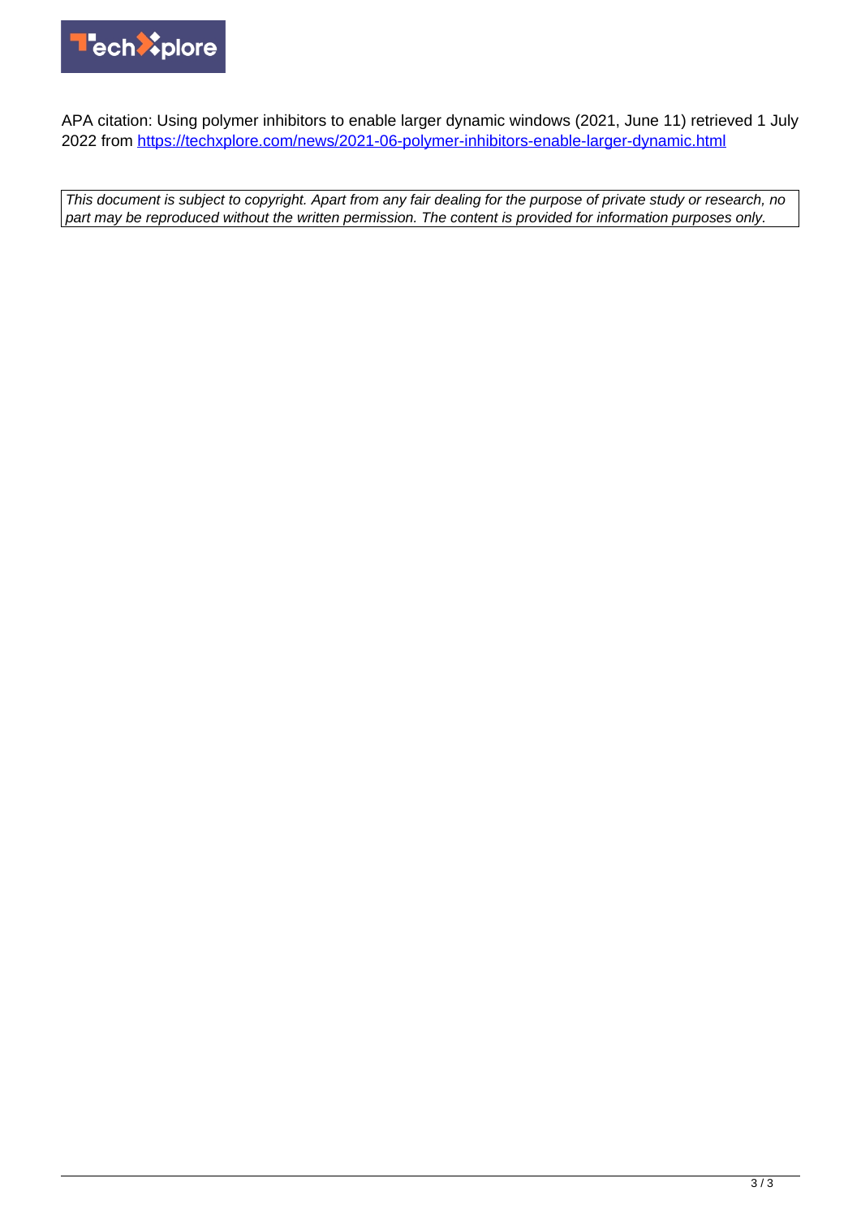APA citation: Using polymer inhibitors to enable larger dynamic windows (2021, June 11) retrieved 1 July 2022 from https://techxplore.com/news/2021-06-polymer-inhibitors-enable-larger-dynamic.html

*This document is subject to copyright. Apart from any fair dealing for the purpose of private study or research, no part may be reproduced without the written permission. The content is provided for information purposes only.*